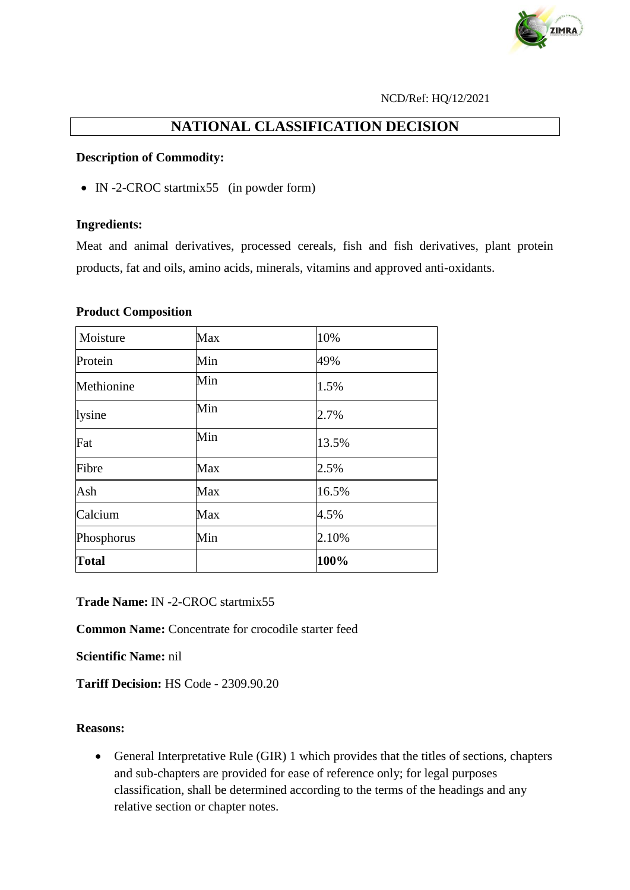NCD/Ref: HQ/12/2021

# NATIONAL CLASSIFICATION DECISION

**Description of Commodity:**

- IN -2-CROC startmix55 (in powder form)

**Ingredients:**

Meat and animal derivatives, processed cereals, fish and fish derivatives, plant protein products, fat and oils, amino acids, minerals, vitamins and approved anti-oxidants.

**Product Composition**

| Moisture | Max | 10% |
|---|---|---|
| Protein | Min | 49% |
| Methionine | Min | 1.5% |
| lysine | Min | 2.7% |
| Fat | Min | 13.5% |
| Fibre | Max | 2.5% |
| Ash | Max | 16.5% |
| Calcium | Max | 4.5% |
| Phosphorus | Min | 2.10% |
| **Total** | | **100%** |

**Trade Name:** IN -2-CROC startmix55

**Common Name:** Concentrate for crocodile starter feed

**Scientific Name:** nil

**Tariff Decision:** HS Code - 2309.90.20

**Reasons:**

- General Interpretative Rule (GIR) 1 which provides that the titles of sections, chapters and sub-chapters are provided for ease of reference only; for legal purposes classification, shall be determined according to the terms of the headings and any relative section or chapter notes.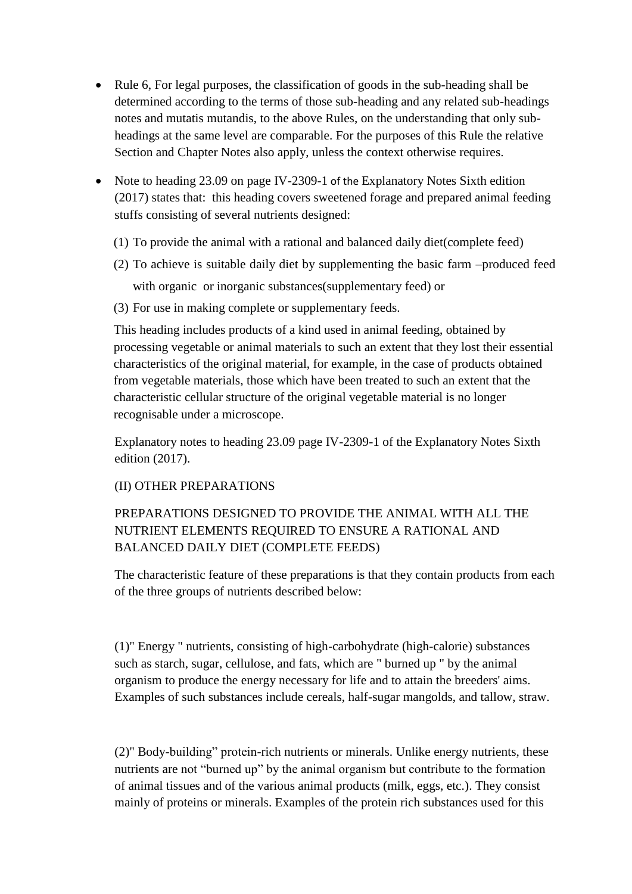- Rule 6, For legal purposes, the classification of goods in the sub-heading shall be determined according to the terms of those sub-heading and any related sub-headings notes and mutatis mutandis, to the above Rules, on the understanding that only sub-headings at the same level are comparable. For the purposes of this Rule the relative Section and Chapter Notes also apply, unless the context otherwise requires.

- Note to heading 23.09 on page IV-2309-1 of the Explanatory Notes Sixth edition (2017) states that: this heading covers sweetened forage and prepared animal feeding stuffs consisting of several nutrients designed:

  (1) To provide the animal with a rational and balanced daily diet(complete feed)

  (2) To achieve is suitable daily diet by supplementing the basic farm –produced feed with organic or inorganic substances(supplementary feed) or

  (3) For use in making complete or supplementary feeds.

  This heading includes products of a kind used in animal feeding, obtained by processing vegetable or animal materials to such an extent that they lost their essential characteristics of the original material, for example, in the case of products obtained from vegetable materials, those which have been treated to such an extent that the characteristic cellular structure of the original vegetable material is no longer recognisable under a microscope.

  Explanatory notes to heading 23.09 page IV-2309-1 of the Explanatory Notes Sixth edition (2017).

  (II) OTHER PREPARATIONS

  PREPARATIONS DESIGNED TO PROVIDE THE ANIMAL WITH ALL THE NUTRIENT ELEMENTS REQUIRED TO ENSURE A RATIONAL AND BALANCED DAILY DIET (COMPLETE FEEDS)

  The characteristic feature of these preparations is that they contain products from each of the three groups of nutrients described below:

  (1)" Energy " nutrients, consisting of high-carbohydrate (high-calorie) substances such as starch, sugar, cellulose, and fats, which are " burned up " by the animal organism to produce the energy necessary for life and to attain the breeders' aims. Examples of such substances include cereals, half-sugar mangolds, and tallow, straw.

  (2)" Body-building" protein-rich nutrients or minerals. Unlike energy nutrients, these nutrients are not "burned up" by the animal organism but contribute to the formation of animal tissues and of the various animal products (milk, eggs, etc.). They consist mainly of proteins or minerals. Examples of the protein rich substances used for this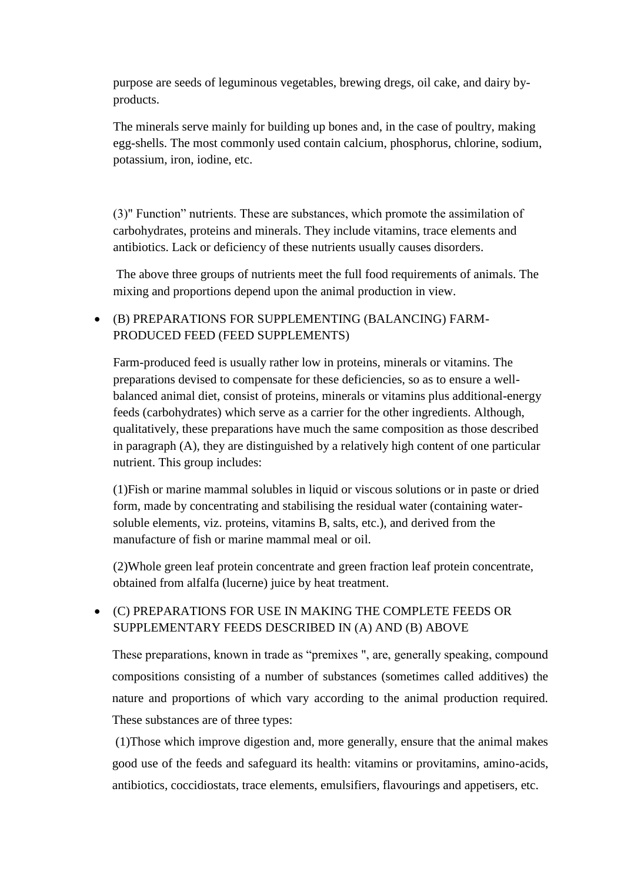purpose are seeds of leguminous vegetables, brewing dregs, oil cake, and dairy by-products.

The minerals serve mainly for building up bones and, in the case of poultry, making egg-shells. The most commonly used contain calcium, phosphorus, chlorine, sodium, potassium, iron, iodine, etc.

(3)" Function" nutrients. These are substances, which promote the assimilation of carbohydrates, proteins and minerals. They include vitamins, trace elements and antibiotics. Lack or deficiency of these nutrients usually causes disorders.

The above three groups of nutrients meet the full food requirements of animals. The mixing and proportions depend upon the animal production in view.

- (B) PREPARATIONS FOR SUPPLEMENTING (BALANCING) FARM-PRODUCED FEED (FEED SUPPLEMENTS)

  Farm-produced feed is usually rather low in proteins, minerals or vitamins. The preparations devised to compensate for these deficiencies, so as to ensure a well-balanced animal diet, consist of proteins, minerals or vitamins plus additional-energy feeds (carbohydrates) which serve as a carrier for the other ingredients. Although, qualitatively, these preparations have much the same composition as those described in paragraph (A), they are distinguished by a relatively high content of one particular nutrient. This group includes:

  (1)Fish or marine mammal solubles in liquid or viscous solutions or in paste or dried form, made by concentrating and stabilising the residual water (containing water-soluble elements, viz. proteins, vitamins B, salts, etc.), and derived from the manufacture of fish or marine mammal meal or oil.

  (2)Whole green leaf protein concentrate and green fraction leaf protein concentrate, obtained from alfalfa (lucerne) juice by heat treatment.

- (C) PREPARATIONS FOR USE IN MAKING THE COMPLETE FEEDS OR SUPPLEMENTARY FEEDS DESCRIBED IN (A) AND (B) ABOVE

  These preparations, known in trade as "premixes ", are, generally speaking, compound compositions consisting of a number of substances (sometimes called additives) the nature and proportions of which vary according to the animal production required. These substances are of three types:

  (1)Those which improve digestion and, more generally, ensure that the animal makes good use of the feeds and safeguard its health: vitamins or provitamins, amino-acids, antibiotics, coccidiostats, trace elements, emulsifiers, flavourings and appetisers, etc.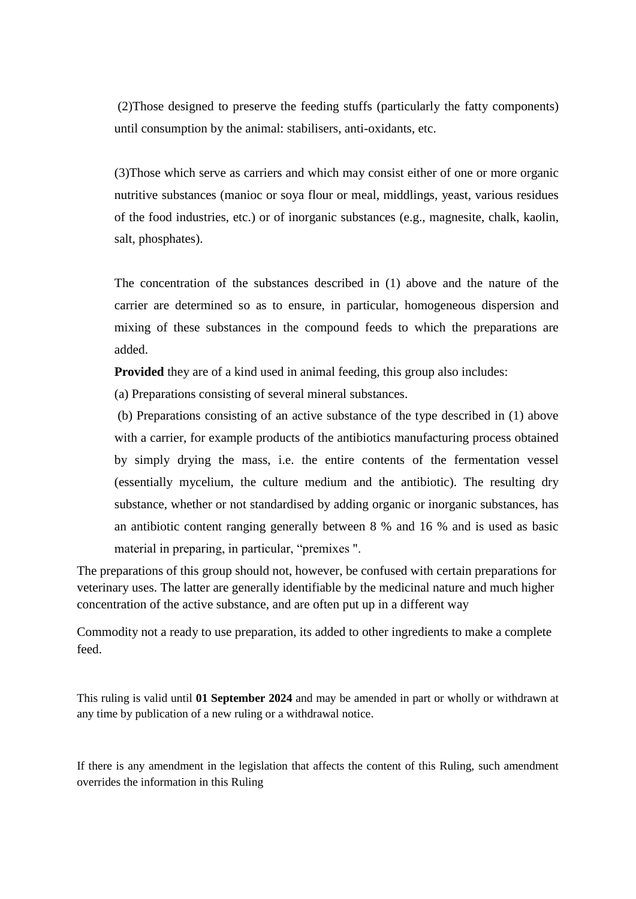(2)Those designed to preserve the feeding stuffs (particularly the fatty components) until consumption by the animal: stabilisers, anti-oxidants, etc.

(3)Those which serve as carriers and which may consist either of one or more organic nutritive substances (manioc or soya flour or meal, middlings, yeast, various residues of the food industries, etc.) or of inorganic substances (e.g., magnesite, chalk, kaolin, salt, phosphates).

The concentration of the substances described in (1) above and the nature of the carrier are determined so as to ensure, in particular, homogeneous dispersion and mixing of these substances in the compound feeds to which the preparations are added.

**Provided** they are of a kind used in animal feeding, this group also includes:

(a) Preparations consisting of several mineral substances.

(b) Preparations consisting of an active substance of the type described in (1) above with a carrier, for example products of the antibiotics manufacturing process obtained by simply drying the mass, i.e. the entire contents of the fermentation vessel (essentially mycelium, the culture medium and the antibiotic). The resulting dry substance, whether or not standardised by adding organic or inorganic substances, has an antibiotic content ranging generally between 8 % and 16 % and is used as basic material in preparing, in particular, "premixes ".

The preparations of this group should not, however, be confused with certain preparations for veterinary uses. The latter are generally identifiable by the medicinal nature and much higher concentration of the active substance, and are often put up in a different way

Commodity not a ready to use preparation, its added to other ingredients to make a complete feed.

This ruling is valid until **01 September 2024** and may be amended in part or wholly or withdrawn at any time by publication of a new ruling or a withdrawal notice.

If there is any amendment in the legislation that affects the content of this Ruling, such amendment overrides the information in this Ruling